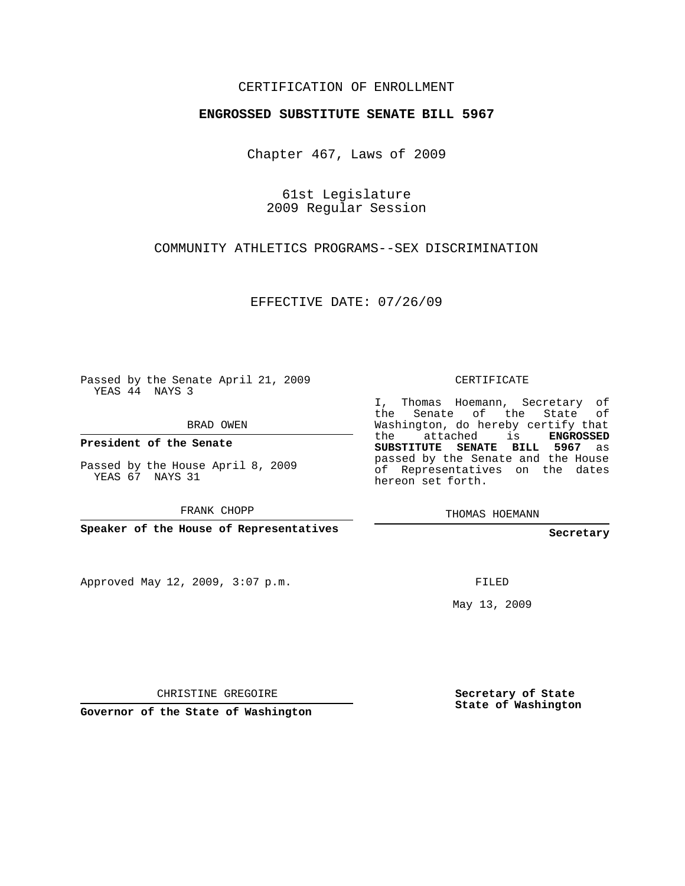CERTIFICATION OF ENROLLMENT

**ENGROSSED SUBSTITUTE SENATE BILL 5967**

Chapter 467, Laws of 2009

61st Legislature
2009 Regular Session

COMMUNITY ATHLETICS PROGRAMS--SEX DISCRIMINATION

EFFECTIVE DATE: 07/26/09

Passed by the Senate April 21, 2009
YEAS 44 NAYS 3

BRAD OWEN

**President of the Senate**

Passed by the House April 8, 2009
YEAS 67 NAYS 31

FRANK CHOPP

**Speaker of the House of Representatives**

Approved May 12, 2009, 3:07 p.m.

CHRISTINE GREGOIRE

**Governor of the State of Washington**

CERTIFICATE

I, Thomas Hoemann, Secretary of the Senate of the State of Washington, do hereby certify that the attached is **ENGROSSED SUBSTITUTE SENATE BILL 5967** as passed by the Senate and the House of Representatives on the dates hereon set forth.

THOMAS HOEMANN

**Secretary**

FILED

May 13, 2009

**Secretary of State**
**State of Washington**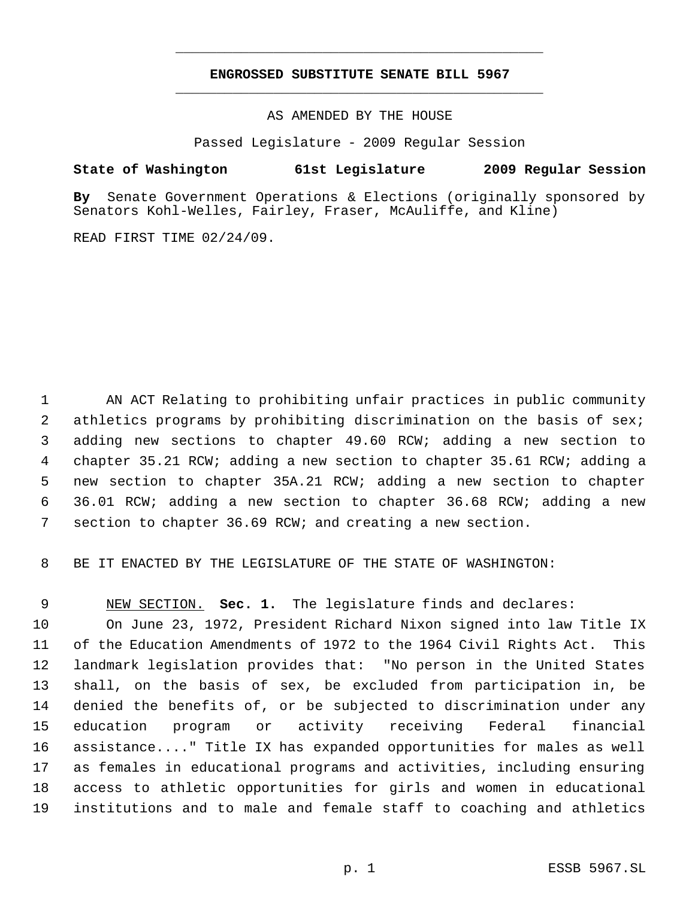# ENGROSSED SUBSTITUTE SENATE BILL 5967

AS AMENDED BY THE HOUSE

Passed Legislature - 2009 Regular Session

**State of Washington 61st Legislature 2009 Regular Session**

**By** Senate Government Operations & Elections (originally sponsored by Senators Kohl-Welles, Fairley, Fraser, McAuliffe, and Kline)

READ FIRST TIME 02/24/09.

AN ACT Relating to prohibiting unfair practices in public community athletics programs by prohibiting discrimination on the basis of sex; adding new sections to chapter 49.60 RCW; adding a new section to chapter 35.21 RCW; adding a new section to chapter 35.61 RCW; adding a new section to chapter 35A.21 RCW; adding a new section to chapter 36.01 RCW; adding a new section to chapter 36.68 RCW; adding a new section to chapter 36.69 RCW; and creating a new section.

BE IT ENACTED BY THE LEGISLATURE OF THE STATE OF WASHINGTON:

NEW SECTION. **Sec. 1.** The legislature finds and declares:

On June 23, 1972, President Richard Nixon signed into law Title IX of the Education Amendments of 1972 to the 1964 Civil Rights Act. This landmark legislation provides that: "No person in the United States shall, on the basis of sex, be excluded from participation in, be denied the benefits of, or be subjected to discrimination under any education program or activity receiving Federal financial assistance...." Title IX has expanded opportunities for males as well as females in educational programs and activities, including ensuring access to athletic opportunities for girls and women in educational institutions and to male and female staff to coaching and athletics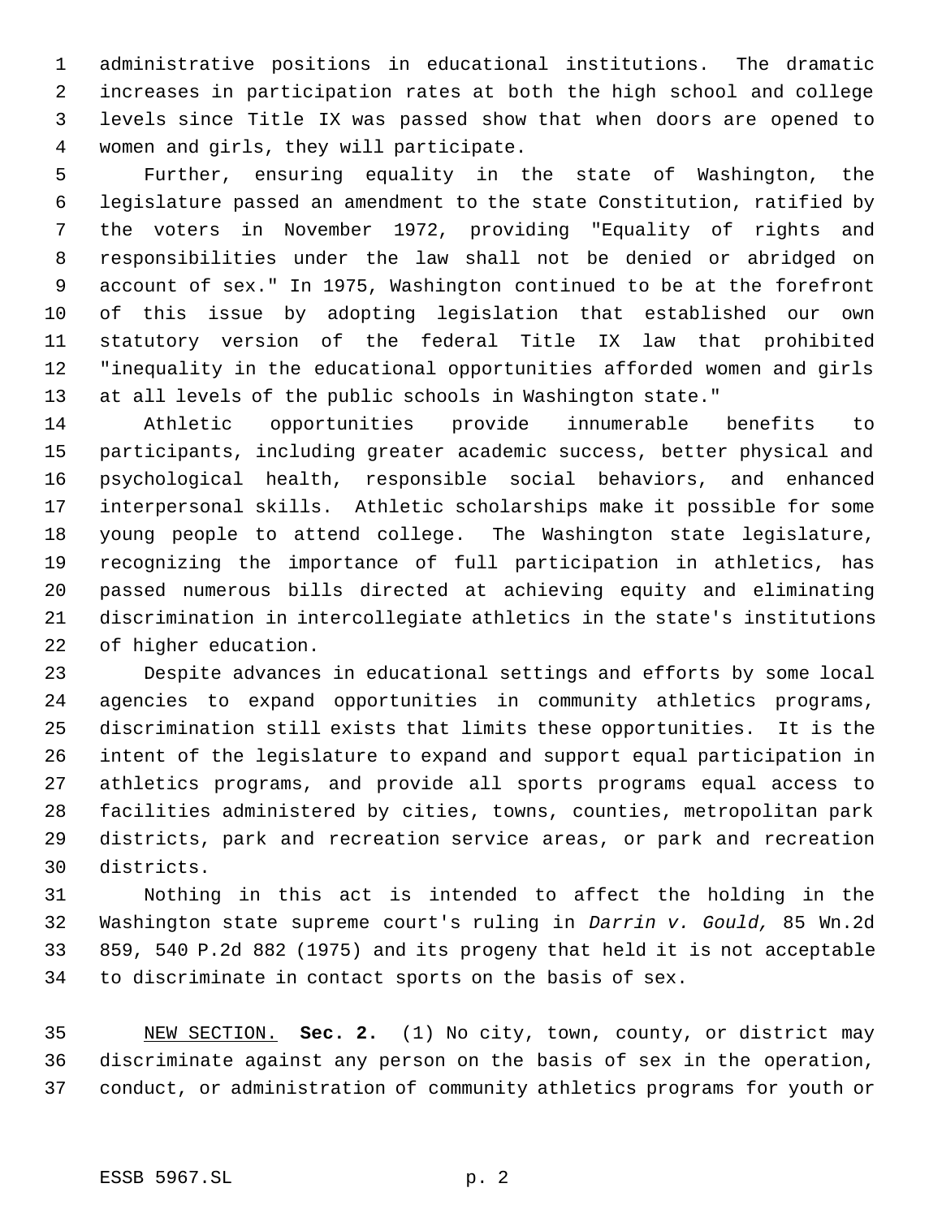administrative positions in educational institutions. The dramatic increases in participation rates at both the high school and college levels since Title IX was passed show that when doors are opened to women and girls, they will participate.

Further, ensuring equality in the state of Washington, the legislature passed an amendment to the state Constitution, ratified by the voters in November 1972, providing "Equality of rights and responsibilities under the law shall not be denied or abridged on account of sex." In 1975, Washington continued to be at the forefront of this issue by adopting legislation that established our own statutory version of the federal Title IX law that prohibited "inequality in the educational opportunities afforded women and girls at all levels of the public schools in Washington state."

Athletic opportunities provide innumerable benefits to participants, including greater academic success, better physical and psychological health, responsible social behaviors, and enhanced interpersonal skills. Athletic scholarships make it possible for some young people to attend college. The Washington state legislature, recognizing the importance of full participation in athletics, has passed numerous bills directed at achieving equity and eliminating discrimination in intercollegiate athletics in the state's institutions of higher education.

Despite advances in educational settings and efforts by some local agencies to expand opportunities in community athletics programs, discrimination still exists that limits these opportunities. It is the intent of the legislature to expand and support equal participation in athletics programs, and provide all sports programs equal access to facilities administered by cities, towns, counties, metropolitan park districts, park and recreation service areas, or park and recreation districts.

Nothing in this act is intended to affect the holding in the Washington state supreme court's ruling in *Darrin v. Gould,* 85 Wn.2d 859, 540 P.2d 882 (1975) and its progeny that held it is not acceptable to discriminate in contact sports on the basis of sex.

NEW SECTION. **Sec. 2.** (1) No city, town, county, or district may discriminate against any person on the basis of sex in the operation, conduct, or administration of community athletics programs for youth or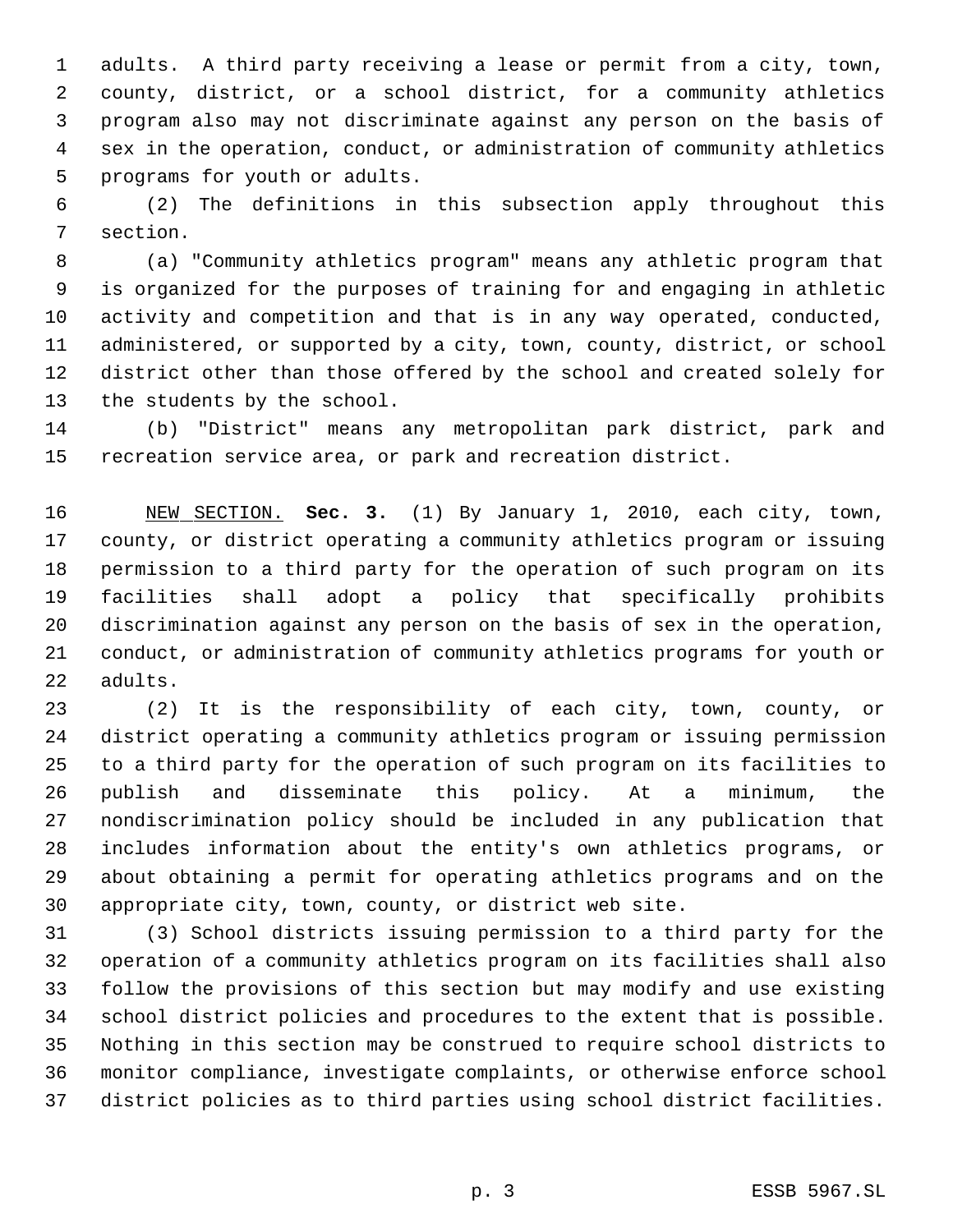adults. A third party receiving a lease or permit from a city, town, county, district, or a school district, for a community athletics program also may not discriminate against any person on the basis of sex in the operation, conduct, or administration of community athletics programs for youth or adults.

(2) The definitions in this subsection apply throughout this section.

(a) "Community athletics program" means any athletic program that is organized for the purposes of training for and engaging in athletic activity and competition and that is in any way operated, conducted, administered, or supported by a city, town, county, district, or school district other than those offered by the school and created solely for the students by the school.

(b) "District" means any metropolitan park district, park and recreation service area, or park and recreation district.

NEW SECTION. **Sec. 3.** (1) By January 1, 2010, each city, town, county, or district operating a community athletics program or issuing permission to a third party for the operation of such program on its facilities shall adopt a policy that specifically prohibits discrimination against any person on the basis of sex in the operation, conduct, or administration of community athletics programs for youth or adults.

(2) It is the responsibility of each city, town, county, or district operating a community athletics program or issuing permission to a third party for the operation of such program on its facilities to publish and disseminate this policy. At a minimum, the nondiscrimination policy should be included in any publication that includes information about the entity's own athletics programs, or about obtaining a permit for operating athletics programs and on the appropriate city, town, county, or district web site.

(3) School districts issuing permission to a third party for the operation of a community athletics program on its facilities shall also follow the provisions of this section but may modify and use existing school district policies and procedures to the extent that is possible. Nothing in this section may be construed to require school districts to monitor compliance, investigate complaints, or otherwise enforce school district policies as to third parties using school district facilities.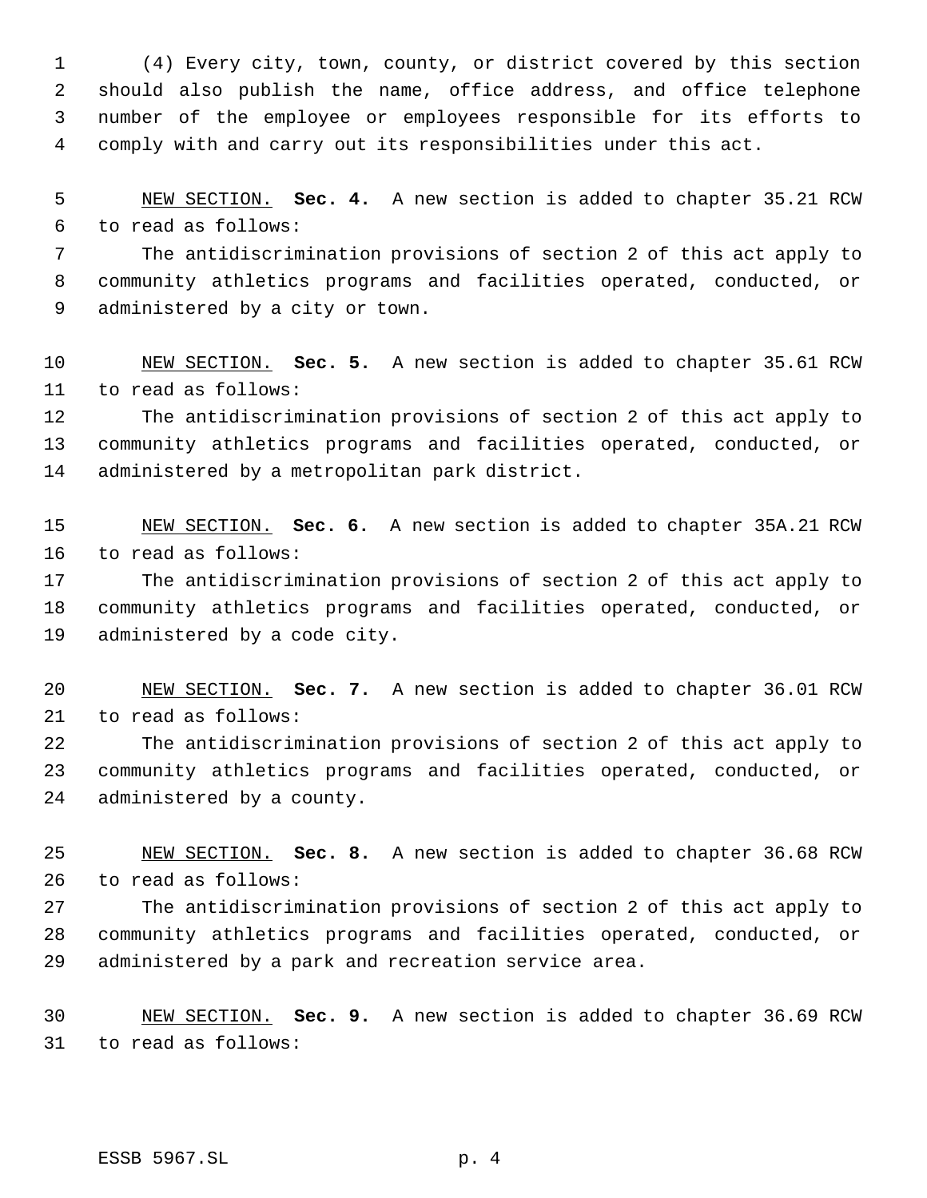(4) Every city, town, county, or district covered by this section should also publish the name, office address, and office telephone number of the employee or employees responsible for its efforts to comply with and carry out its responsibilities under this act.

NEW SECTION. **Sec. 4.** A new section is added to chapter 35.21 RCW to read as follows:

The antidiscrimination provisions of section 2 of this act apply to community athletics programs and facilities operated, conducted, or administered by a city or town.

NEW SECTION. **Sec. 5.** A new section is added to chapter 35.61 RCW to read as follows:

The antidiscrimination provisions of section 2 of this act apply to community athletics programs and facilities operated, conducted, or administered by a metropolitan park district.

NEW SECTION. **Sec. 6.** A new section is added to chapter 35A.21 RCW to read as follows:

The antidiscrimination provisions of section 2 of this act apply to community athletics programs and facilities operated, conducted, or administered by a code city.

NEW SECTION. **Sec. 7.** A new section is added to chapter 36.01 RCW to read as follows:

The antidiscrimination provisions of section 2 of this act apply to community athletics programs and facilities operated, conducted, or administered by a county.

NEW SECTION. **Sec. 8.** A new section is added to chapter 36.68 RCW to read as follows:

The antidiscrimination provisions of section 2 of this act apply to community athletics programs and facilities operated, conducted, or administered by a park and recreation service area.

NEW SECTION. **Sec. 9.** A new section is added to chapter 36.69 RCW to read as follows: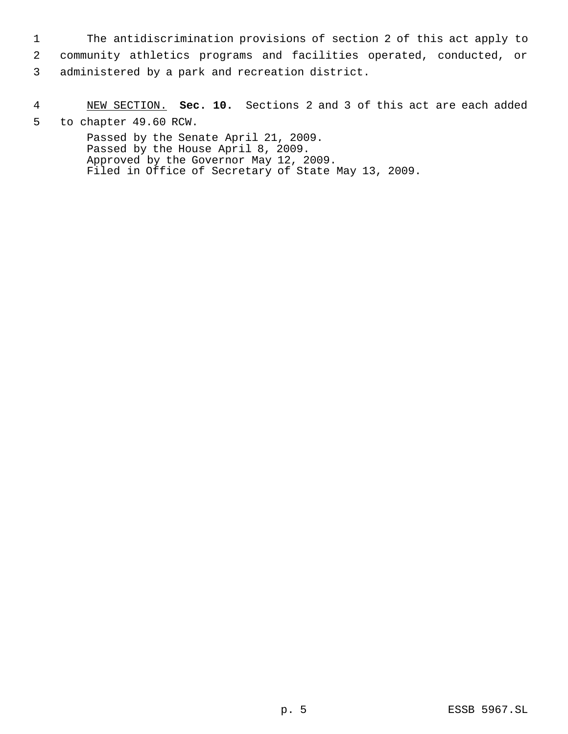The antidiscrimination provisions of section 2 of this act apply to community athletics programs and facilities operated, conducted, or administered by a park and recreation district.

NEW SECTION. **Sec. 10.** Sections 2 and 3 of this act are each added to chapter 49.60 RCW.

Passed by the Senate April 21, 2009.
Passed by the House April 8, 2009.
Approved by the Governor May 12, 2009.
Filed in Office of Secretary of State May 13, 2009.